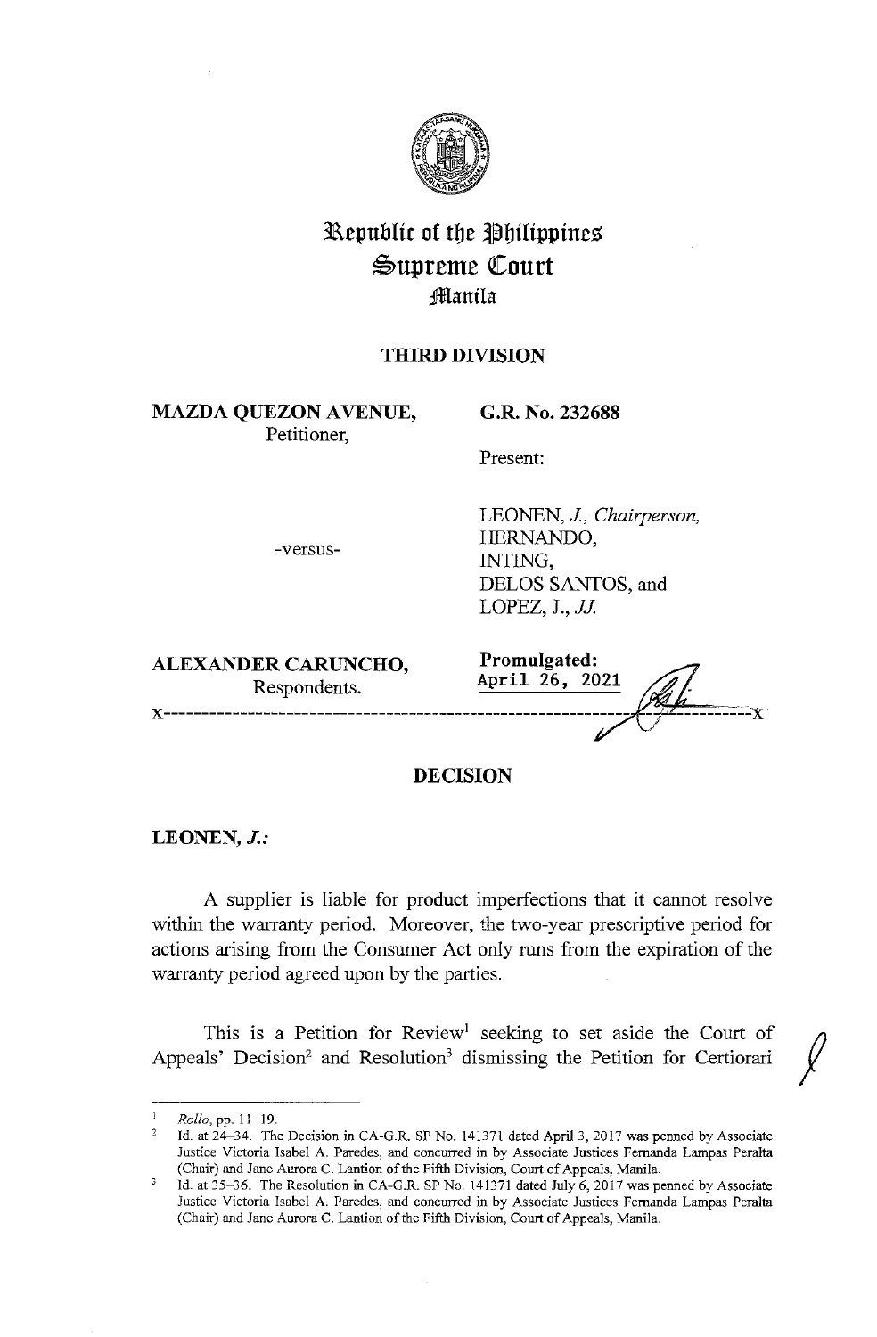# Republic of the Philippines
# Supreme Court
## Manila

### THIRD DIVISION

**MAZDA QUEZON AVENUE,**
Petitioner,

-versus-

**ALEXANDER CARUNCHO,**
Respondents.

**G.R. No. 232688**

Present:

LEONEN, *J., Chairperson,*
HERNANDO,
INTING,
DELOS SANTOS, and
LOPEZ, J., *JJ.*

**Promulgated:**
April 26, 2021

x-----------------------------------------------------------------------x

### DECISION

**LEONEN, *J.*:**

A supplier is liable for product imperfections that it cannot resolve within the warranty period. Moreover, the two-year prescriptive period for actions arising from the Consumer Act only runs from the expiration of the warranty period agreed upon by the parties.

This is a Petition for Review[1] seeking to set aside the Court of Appeals' Decision[2] and Resolution[3] dismissing the Petition for Certiorari

---

[1] *Rollo*, pp. 11–19.

[2] Id. at 24–34. The Decision in CA-G.R. SP No. 141371 dated April 3, 2017 was penned by Associate Justice Victoria Isabel A. Paredes, and concurred in by Associate Justices Fernanda Lampas Peralta (Chair) and Jane Aurora C. Lantion of the Fifth Division, Court of Appeals, Manila.

[3] Id. at 35–36. The Resolution in CA-G.R. SP No. 141371 dated July 6, 2017 was penned by Associate Justice Victoria Isabel A. Paredes, and concurred in by Associate Justices Fernanda Lampas Peralta (Chair) and Jane Aurora C. Lantion of the Fifth Division, Court of Appeals, Manila.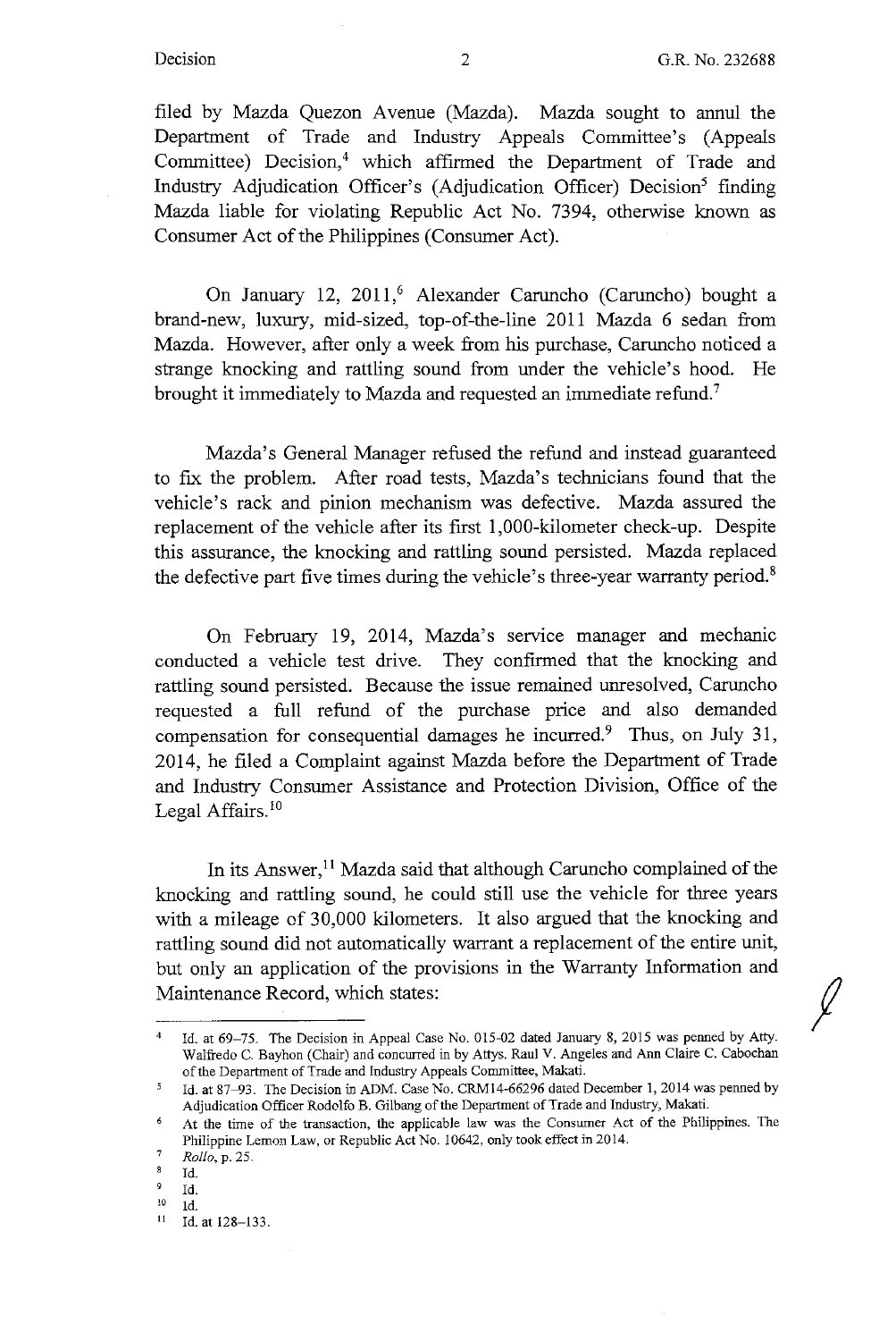filed by Mazda Quezon Avenue (Mazda). Mazda sought to annul the Department of Trade and Industry Appeals Committee's (Appeals Committee) Decision,[4] which affirmed the Department of Trade and Industry Adjudication Officer's (Adjudication Officer) Decision[5] finding Mazda liable for violating Republic Act No. 7394, otherwise known as Consumer Act of the Philippines (Consumer Act).

On January 12, 2011,[6] Alexander Caruncho (Caruncho) bought a brand-new, luxury, mid-sized, top-of-the-line 2011 Mazda 6 sedan from Mazda. However, after only a week from his purchase, Caruncho noticed a strange knocking and rattling sound from under the vehicle's hood. He brought it immediately to Mazda and requested an immediate refund.[7]

Mazda's General Manager refused the refund and instead guaranteed to fix the problem. After road tests, Mazda's technicians found that the vehicle's rack and pinion mechanism was defective. Mazda assured the replacement of the vehicle after its first 1,000-kilometer check-up. Despite this assurance, the knocking and rattling sound persisted. Mazda replaced the defective part five times during the vehicle's three-year warranty period.[8]

On February 19, 2014, Mazda's service manager and mechanic conducted a vehicle test drive. They confirmed that the knocking and rattling sound persisted. Because the issue remained unresolved, Caruncho requested a full refund of the purchase price and also demanded compensation for consequential damages he incurred.[9] Thus, on July 31, 2014, he filed a Complaint against Mazda before the Department of Trade and Industry Consumer Assistance and Protection Division, Office of the Legal Affairs.[10]

In its Answer,[11] Mazda said that although Caruncho complained of the knocking and rattling sound, he could still use the vehicle for three years with a mileage of 30,000 kilometers. It also argued that the knocking and rattling sound did not automatically warrant a replacement of the entire unit, but only an application of the provisions in the Warranty Information and Maintenance Record, which states:

---

[4] Id. at 69–75. The Decision in Appeal Case No. 015-02 dated January 8, 2015 was penned by Atty. Walfredo C. Bayhon (Chair) and concurred in by Attys. Raul V. Angeles and Ann Claire C. Cabochan of the Department of Trade and Industry Appeals Committee, Makati.

[5] Id. at 87–93. The Decision in ADM. Case No. CRM14-66296 dated December 1, 2014 was penned by Adjudication Officer Rodolfo B. Gilbang of the Department of Trade and Industry, Makati.

[6] At the time of the transaction, the applicable law was the Consumer Act of the Philippines. The Philippine Lemon Law, or Republic Act No. 10642, only took effect in 2014.

[7] *Rollo*, p. 25.

[8] Id.

[9] Id.

[10] Id.

[11] Id. at 128–133.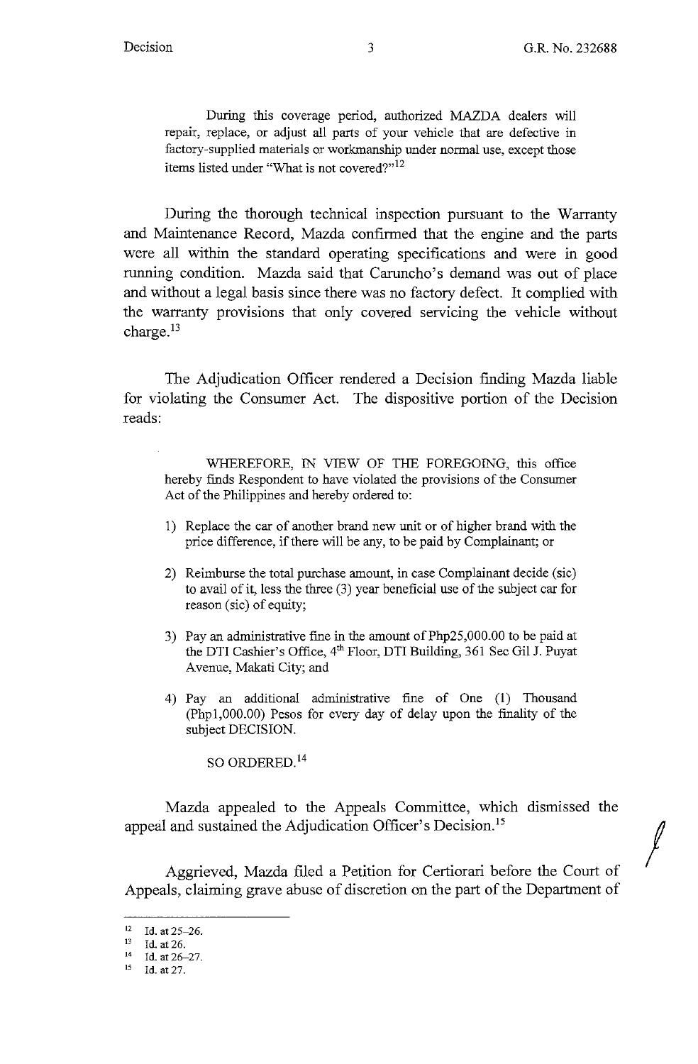> During this coverage period, authorized MAZDA dealers will repair, replace, or adjust all parts of your vehicle that are defective in factory-supplied materials or workmanship under normal use, except those items listed under "What is not covered?"[12]

During the thorough technical inspection pursuant to the Warranty and Maintenance Record, Mazda confirmed that the engine and the parts were all within the standard operating specifications and were in good running condition. Mazda said that Caruncho's demand was out of place and without a legal basis since there was no factory defect. It complied with the warranty provisions that only covered servicing the vehicle without charge.[13]

The Adjudication Officer rendered a Decision finding Mazda liable for violating the Consumer Act. The dispositive portion of the Decision reads:

> WHEREFORE, IN VIEW OF THE FOREGOING, this office hereby finds Respondent to have violated the provisions of the Consumer Act of the Philippines and hereby ordered to:
>
> 1) Replace the car of another brand new unit or of higher brand with the price difference, if there will be any, to be paid by Complainant; or
>
> 2) Reimburse the total purchase amount, in case Complainant decide (sic) to avail of it, less the three (3) year beneficial use of the subject car for reason (sic) of equity;
>
> 3) Pay an administrative fine in the amount of Php25,000.00 to be paid at the DTI Cashier's Office, 4th Floor, DTI Building, 361 Sec Gil J. Puyat Avenue, Makati City; and
>
> 4) Pay an additional administrative fine of One (1) Thousand (Php1,000.00) Pesos for every day of delay upon the finality of the subject DECISION.
>
> SO ORDERED.[14]

Mazda appealed to the Appeals Committee, which dismissed the appeal and sustained the Adjudication Officer's Decision.[15]

Aggrieved, Mazda filed a Petition for Certiorari before the Court of Appeals, claiming grave abuse of discretion on the part of the Department of

---

[12] Id. at 25–26.
[13] Id. at 26.
[14] Id. at 26–27.
[15] Id. at 27.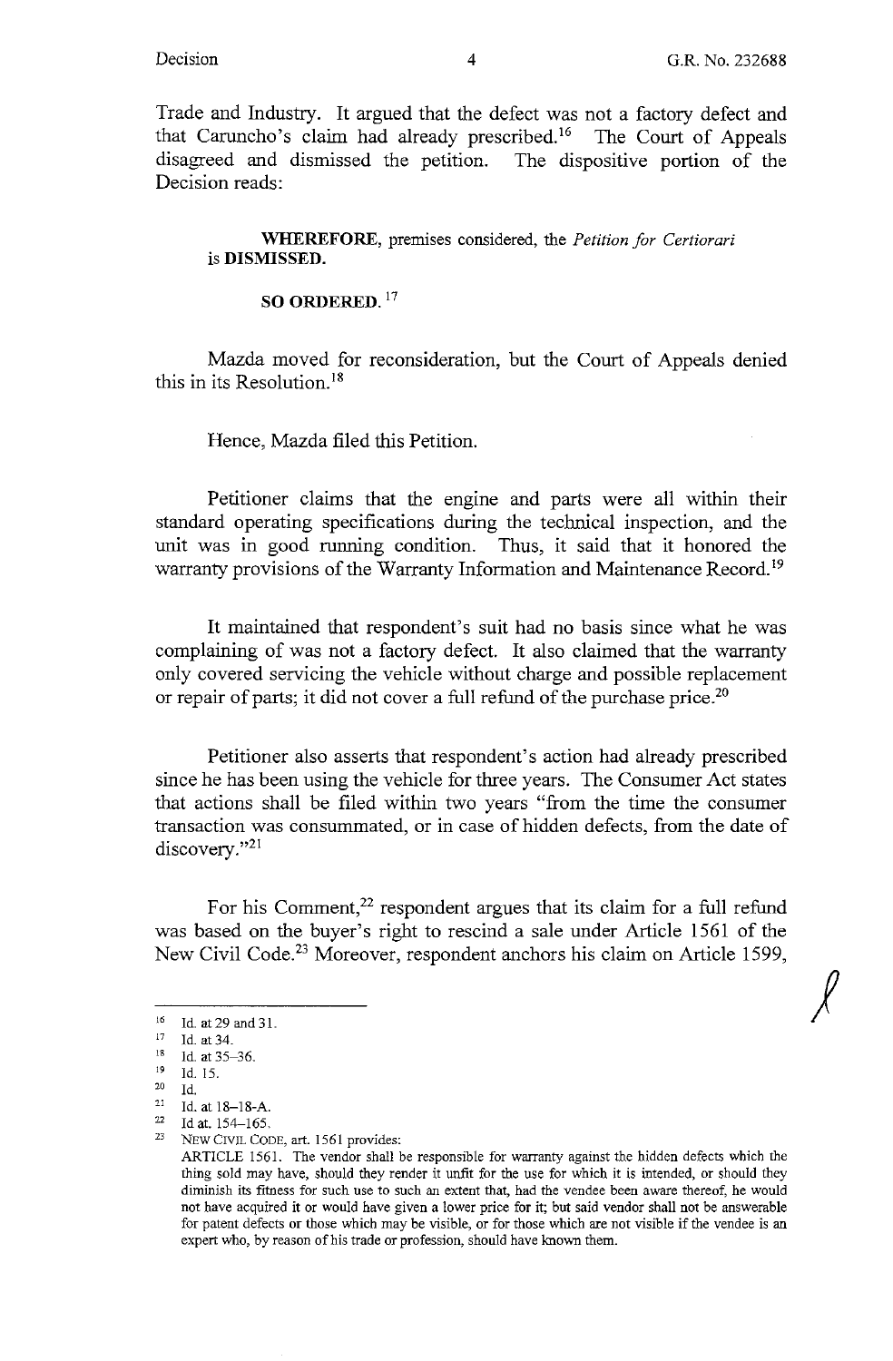Trade and Industry. It argued that the defect was not a factory defect and that Caruncho's claim had already prescribed.[16] The Court of Appeals disagreed and dismissed the petition. The dispositive portion of the Decision reads:

> **WHEREFORE**, premises considered, the *Petition for Certiorari* is **DISMISSED.**
>
> **SO ORDERED.**[17]

Mazda moved for reconsideration, but the Court of Appeals denied this in its Resolution.[18]

Hence, Mazda filed this Petition.

Petitioner claims that the engine and parts were all within their standard operating specifications during the technical inspection, and the unit was in good running condition. Thus, it said that it honored the warranty provisions of the Warranty Information and Maintenance Record.[19]

It maintained that respondent's suit had no basis since what he was complaining of was not a factory defect. It also claimed that the warranty only covered servicing the vehicle without charge and possible replacement or repair of parts; it did not cover a full refund of the purchase price.[20]

Petitioner also asserts that respondent's action had already prescribed since he has been using the vehicle for three years. The Consumer Act states that actions shall be filed within two years "from the time the consumer transaction was consummated, or in case of hidden defects, from the date of discovery."[21]

For his Comment,[22] respondent argues that its claim for a full refund was based on the buyer's right to rescind a sale under Article 1561 of the New Civil Code.[23] Moreover, respondent anchors his claim on Article 1599,

---

[16] Id. at 29 and 31.

[17] Id. at 34.

[18] Id. at 35–36.

[19] Id. 15.

[20] Id.

[21] Id. at 18–18-A.

[22] Id at. 154–165.

[23] NEW CIVIL CODE, art. 1561 provides:
ARTICLE 1561. The vendor shall be responsible for warranty against the hidden defects which the thing sold may have, should they render it unfit for the use for which it is intended, or should they diminish its fitness for such use to such an extent that, had the vendee been aware thereof, he would not have acquired it or would have given a lower price for it; but said vendor shall not be answerable for patent defects or those which may be visible, or for those which are not visible if the vendee is an expert who, by reason of his trade or profession, should have known them.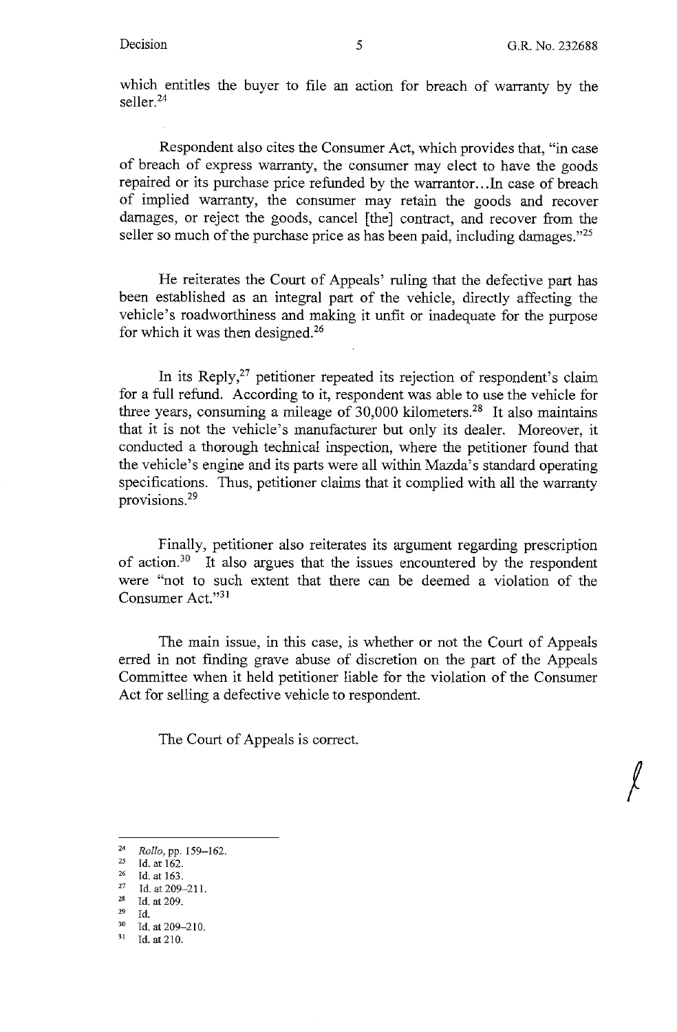which entitles the buyer to file an action for breach of warranty by the seller.[24]

Respondent also cites the Consumer Act, which provides that, "in case of breach of express warranty, the consumer may elect to have the goods repaired or its purchase price refunded by the warrantor...In case of breach of implied warranty, the consumer may retain the goods and recover damages, or reject the goods, cancel [the] contract, and recover from the seller so much of the purchase price as has been paid, including damages."[25]

He reiterates the Court of Appeals' ruling that the defective part has been established as an integral part of the vehicle, directly affecting the vehicle's roadworthiness and making it unfit or inadequate for the purpose for which it was then designed.[26]

In its Reply,[27] petitioner repeated its rejection of respondent's claim for a full refund. According to it, respondent was able to use the vehicle for three years, consuming a mileage of 30,000 kilometers.[28] It also maintains that it is not the vehicle's manufacturer but only its dealer. Moreover, it conducted a thorough technical inspection, where the petitioner found that the vehicle's engine and its parts were all within Mazda's standard operating specifications. Thus, petitioner claims that it complied with all the warranty provisions.[29]

Finally, petitioner also reiterates its argument regarding prescription of action.[30] It also argues that the issues encountered by the respondent were "not to such extent that there can be deemed a violation of the Consumer Act."[31]

The main issue, in this case, is whether or not the Court of Appeals erred in not finding grave abuse of discretion on the part of the Appeals Committee when it held petitioner liable for the violation of the Consumer Act for selling a defective vehicle to respondent.

The Court of Appeals is correct.

---

[24] *Rollo*, pp. 159–162.
[25] Id. at 162.
[26] Id. at 163.
[27] Id. at 209–211.
[28] Id. at 209.
[29] Id.
[30] Id. at 209–210.
[31] Id. at 210.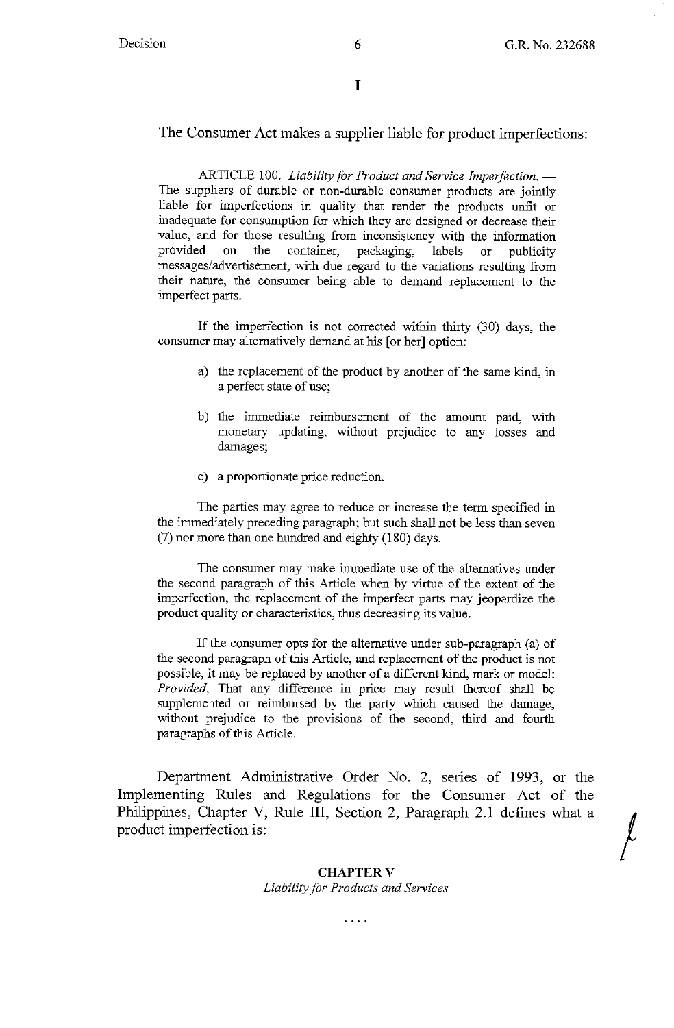# I

The Consumer Act makes a supplier liable for product imperfections:

> ARTICLE 100. *Liability for Product and Service Imperfection.* — The suppliers of durable or non-durable consumer products are jointly liable for imperfections in quality that render the products unfit or inadequate for consumption for which they are designed or decrease their value, and for those resulting from inconsistency with the information provided on the container, packaging, labels or publicity messages/advertisement, with due regard to the variations resulting from their nature, the consumer being able to demand replacement to the imperfect parts.
>
> If the imperfection is not corrected within thirty (30) days, the consumer may alternatively demand at his [or her] option:
>
> a) the replacement of the product by another of the same kind, in a perfect state of use;
>
> b) the immediate reimbursement of the amount paid, with monetary updating, without prejudice to any losses and damages;
>
> c) a proportionate price reduction.
>
> The parties may agree to reduce or increase the term specified in the immediately preceding paragraph; but such shall not be less than seven (7) nor more than one hundred and eighty (180) days.
>
> The consumer may make immediate use of the alternatives under the second paragraph of this Article when by virtue of the extent of the imperfection, the replacement of the imperfect parts may jeopardize the product quality or characteristics, thus decreasing its value.
>
> If the consumer opts for the alternative under sub-paragraph (a) of the second paragraph of this Article, and replacement of the product is not possible, it may be replaced by another of a different kind, mark or model: *Provided*, That any difference in price may result thereof shall be supplemented or reimbursed by the party which caused the damage, without prejudice to the provisions of the second, third and fourth paragraphs of this Article.

Department Administrative Order No. 2, series of 1993, or the Implementing Rules and Regulations for the Consumer Act of the Philippines, Chapter V, Rule III, Section 2, Paragraph 2.1 defines what a product imperfection is:

> **CHAPTER V**
>
> *Liability for Products and Services*
>
> . . . .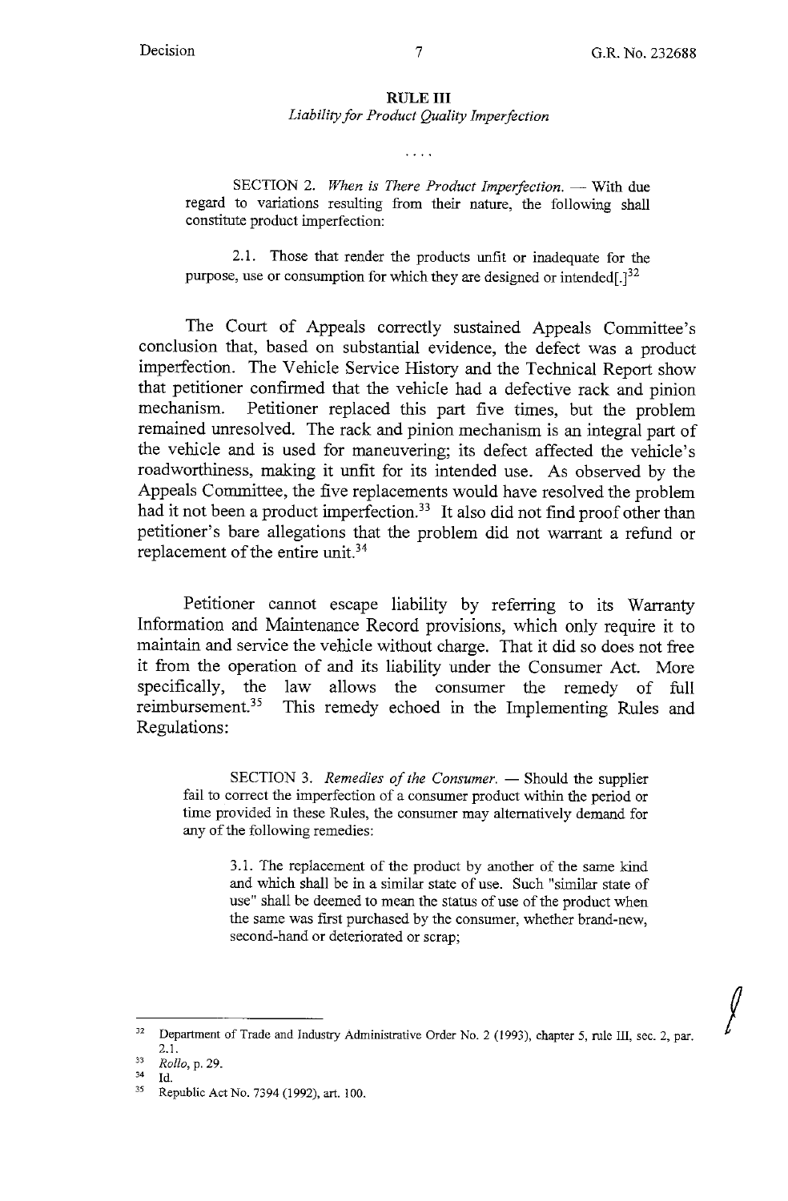**RULE III**

*Liability for Product Quality Imperfection*

. . . .

SECTION 2. *When is There Product Imperfection.* — With due regard to variations resulting from their nature, the following shall constitute product imperfection:

2.1. Those that render the products unfit or inadequate for the purpose, use or consumption for which they are designed or intended[.][32]

The Court of Appeals correctly sustained Appeals Committee's conclusion that, based on substantial evidence, the defect was a product imperfection. The Vehicle Service History and the Technical Report show that petitioner confirmed that the vehicle had a defective rack and pinion mechanism. Petitioner replaced this part five times, but the problem remained unresolved. The rack and pinion mechanism is an integral part of the vehicle and is used for maneuvering; its defect affected the vehicle's roadworthiness, making it unfit for its intended use. As observed by the Appeals Committee, the five replacements would have resolved the problem had it not been a product imperfection.[33] It also did not find proof other than petitioner's bare allegations that the problem did not warrant a refund or replacement of the entire unit.[34]

Petitioner cannot escape liability by referring to its Warranty Information and Maintenance Record provisions, which only require it to maintain and service the vehicle without charge. That it did so does not free it from the operation of and its liability under the Consumer Act. More specifically, the law allows the consumer the remedy of full reimbursement.[35] This remedy echoed in the Implementing Rules and Regulations:

SECTION 3. *Remedies of the Consumer.* — Should the supplier fail to correct the imperfection of a consumer product within the period or time provided in these Rules, the consumer may alternatively demand for any of the following remedies:

3.1. The replacement of the product by another of the same kind and which shall be in a similar state of use. Such "similar state of use" shall be deemed to mean the status of use of the product when the same was first purchased by the consumer, whether brand-new, second-hand or deteriorated or scrap;

---

[32] Department of Trade and Industry Administrative Order No. 2 (1993), chapter 5, rule III, sec. 2, par. 2.1.

[33] *Rollo*, p. 29.

[34] Id.

[35] Republic Act No. 7394 (1992), art. 100.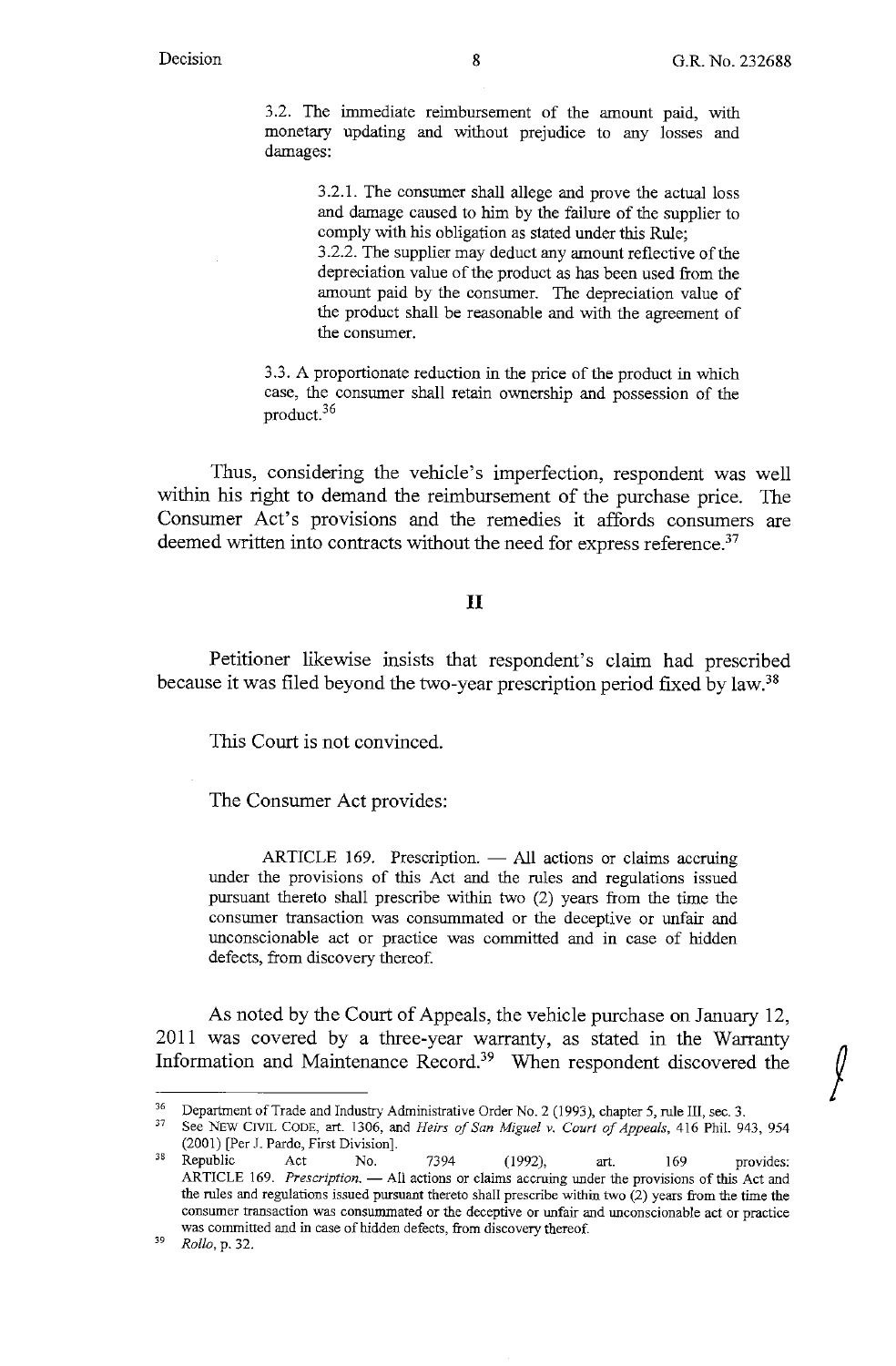> 3.2. The immediate reimbursement of the amount paid, with monetary updating and without prejudice to any losses and damages:
>
> > 3.2.1. The consumer shall allege and prove the actual loss and damage caused to him by the failure of the supplier to comply with his obligation as stated under this Rule;
> > 3.2.2. The supplier may deduct any amount reflective of the depreciation value of the product as has been used from the amount paid by the consumer. The depreciation value of the product shall be reasonable and with the agreement of the consumer.
>
> 3.3. A proportionate reduction in the price of the product in which case, the consumer shall retain ownership and possession of the product.[36]

Thus, considering the vehicle's imperfection, respondent was well within his right to demand the reimbursement of the purchase price. The Consumer Act's provisions and the remedies it affords consumers are deemed written into contracts without the need for express reference.[37]

## II

Petitioner likewise insists that respondent's claim had prescribed because it was filed beyond the two-year prescription period fixed by law.[38]

This Court is not convinced.

The Consumer Act provides:

> ARTICLE 169. Prescription. — All actions or claims accruing under the provisions of this Act and the rules and regulations issued pursuant thereto shall prescribe within two (2) years from the time the consumer transaction was consummated or the deceptive or unfair and unconscionable act or practice was committed and in case of hidden defects, from discovery thereof.

As noted by the Court of Appeals, the vehicle purchase on January 12, 2011 was covered by a three-year warranty, as stated in the Warranty Information and Maintenance Record.[39] When respondent discovered the

---

[36] Department of Trade and Industry Administrative Order No. 2 (1993), chapter 5, rule III, sec. 3.

[37] See NEW CIVIL CODE, art. 1306, and *Heirs of San Miguel v. Court of Appeals*, 416 Phil. 943, 954 (2001) [Per J. Pardo, First Division].

[38] Republic Act No. 7394 (1992), art. 169 provides: ARTICLE 169. *Prescription.* — All actions or claims accruing under the provisions of this Act and the rules and regulations issued pursuant thereto shall prescribe within two (2) years from the time the consumer transaction was consummated or the deceptive or unfair and unconscionable act or practice was committed and in case of hidden defects, from discovery thereof.

[39] *Rollo*, p. 32.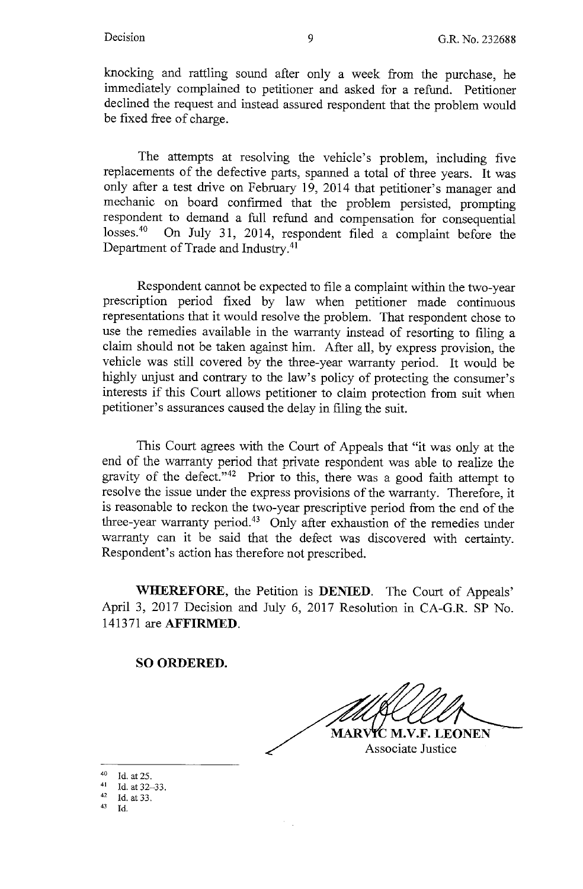knocking and rattling sound after only a week from the purchase, he immediately complained to petitioner and asked for a refund. Petitioner declined the request and instead assured respondent that the problem would be fixed free of charge.

The attempts at resolving the vehicle's problem, including five replacements of the defective parts, spanned a total of three years. It was only after a test drive on February 19, 2014 that petitioner's manager and mechanic on board confirmed that the problem persisted, prompting respondent to demand a full refund and compensation for consequential losses.[40] On July 31, 2014, respondent filed a complaint before the Department of Trade and Industry.[41]

Respondent cannot be expected to file a complaint within the two-year prescription period fixed by law when petitioner made continuous representations that it would resolve the problem. That respondent chose to use the remedies available in the warranty instead of resorting to filing a claim should not be taken against him. After all, by express provision, the vehicle was still covered by the three-year warranty period. It would be highly unjust and contrary to the law's policy of protecting the consumer's interests if this Court allows petitioner to claim protection from suit when petitioner's assurances caused the delay in filing the suit.

This Court agrees with the Court of Appeals that "it was only at the end of the warranty period that private respondent was able to realize the gravity of the defect."[42] Prior to this, there was a good faith attempt to resolve the issue under the express provisions of the warranty. Therefore, it is reasonable to reckon the two-year prescriptive period from the end of the three-year warranty period.[43] Only after exhaustion of the remedies under warranty can it be said that the defect was discovered with certainty. Respondent's action has therefore not prescribed.

**WHEREFORE**, the Petition is **DENIED**. The Court of Appeals' April 3, 2017 Decision and July 6, 2017 Resolution in CA-G.R. SP No. 141371 are **AFFIRMED**.

**SO ORDERED.**

**MARVIC M.V.F. LEONEN**
Associate Justice

---

[40] Id. at 25.
[41] Id. at 32–33.
[42] Id. at 33.
[43] Id.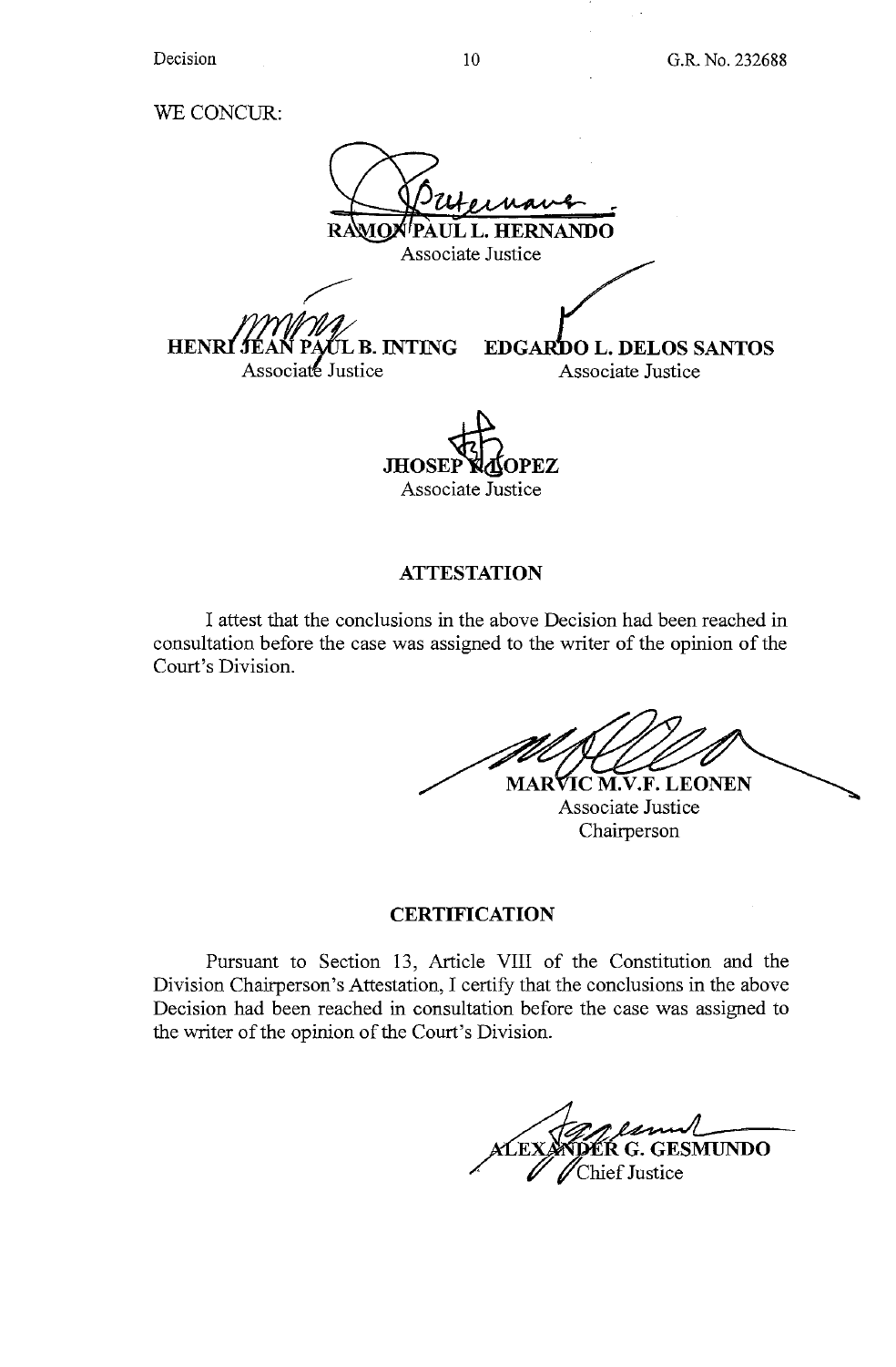WE CONCUR:

**RAMON PAUL L. HERNANDO**
Associate Justice

**HENRI JEAN PAUL B. INTING**
Associate Justice

**EDGARDO L. DELOS SANTOS**
Associate Justice

**JHOSEP Y. LOPEZ**
Associate Justice

## ATTESTATION

I attest that the conclusions in the above Decision had been reached in consultation before the case was assigned to the writer of the opinion of the Court's Division.

**MARVIC M.V.F. LEONEN**
Associate Justice
Chairperson

## CERTIFICATION

Pursuant to Section 13, Article VIII of the Constitution and the Division Chairperson's Attestation, I certify that the conclusions in the above Decision had been reached in consultation before the case was assigned to the writer of the opinion of the Court's Division.

**ALEXANDER G. GESMUNDO**
Chief Justice